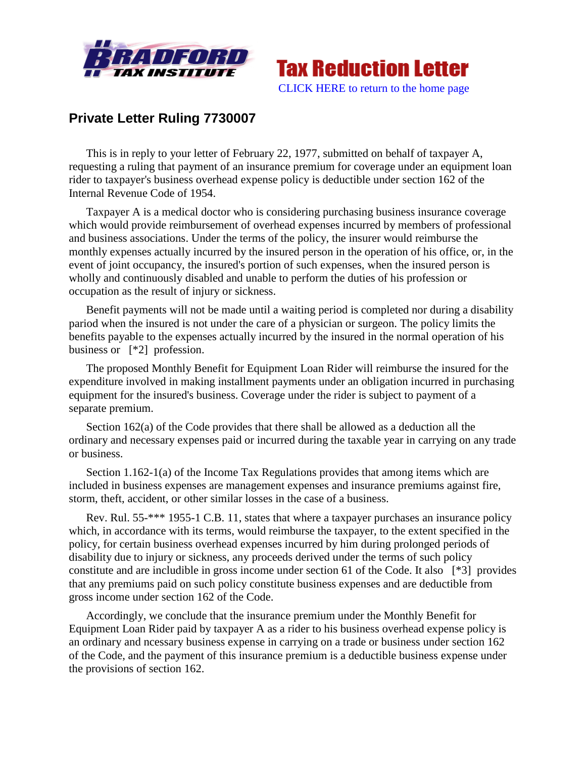Tax Reduction Letter

CLICK HERE to return to the home page

## Private Letter Ruling 7730007

This is in reply to your letter of February 22, 1977, submitted on behalf of taxpayer A, requesting a ruling that payment of an insurance premium for coverage under an equipment loan rider to taxpayer's business overhead expense policy is deductible under section 162 of the Internal Revenue Code of 1954.

Taxpayer A is a medical doctor who is considering purchasing business insurance coverage which would provide reimbursement of overhead expenses incurred by members of professional and business associations. Under the terms of the policy, the insurer would reimburse the monthly expenses actually incurred by the insured person in the operation of his office, or, in the event of joint occupancy, the insured's portion of such expenses, when the insured person is wholly and continuously disabled and unable to perform the duties of his profession or occupation as the result of injury or sickness.

Benefit payments will not be made until a waiting period is completed nor during a disability pariod when the insured is not under the care of a physician or surgeon. The policy limits the benefits payable to the expenses actually incurred by the insured in the normal operation of his business or [*2] profession.

The proposed Monthly Benefit for Equipment Loan Rider will reimburse the insured for the expenditure involved in making installment payments under an obligation incurred in purchasing equipment for the insured's business. Coverage under the rider is subject to payment of a separate premium.

Section 162(a) of the Code provides that there shall be allowed as a deduction all the ordinary and necessary expenses paid or incurred during the taxable year in carrying on any trade or business.

Section 1.162-1(a) of the Income Tax Regulations provides that among items which are included in business expenses are management expenses and insurance premiums against fire, storm, theft, accident, or other similar losses in the case of a business.

Rev. Rul. 55-*** 1955-1 C.B. 11, states that where a taxpayer purchases an insurance policy which, in accordance with its terms, would reimburse the taxpayer, to the extent specified in the policy, for certain business overhead expenses incurred by him during prolonged periods of disability due to injury or sickness, any proceeds derived under the terms of such policy constitute and are includible in gross income under section 61 of the Code. It also [*3] provides that any premiums paid on such policy constitute business expenses and are deductible from gross income under section 162 of the Code.

Accordingly, we conclude that the insurance premium under the Monthly Benefit for Equipment Loan Rider paid by taxpayer A as a rider to his business overhead expense policy is an ordinary and ncessary business expense in carrying on a trade or business under section 162 of the Code, and the payment of this insurance premium is a deductible business expense under the provisions of section 162.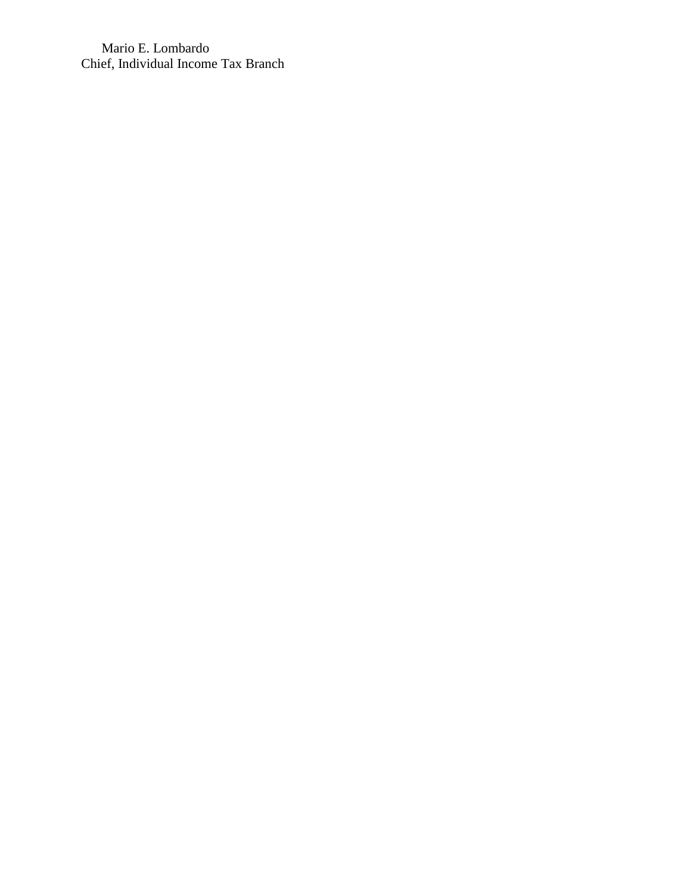Mario E. Lombardo
Chief, Individual Income Tax Branch